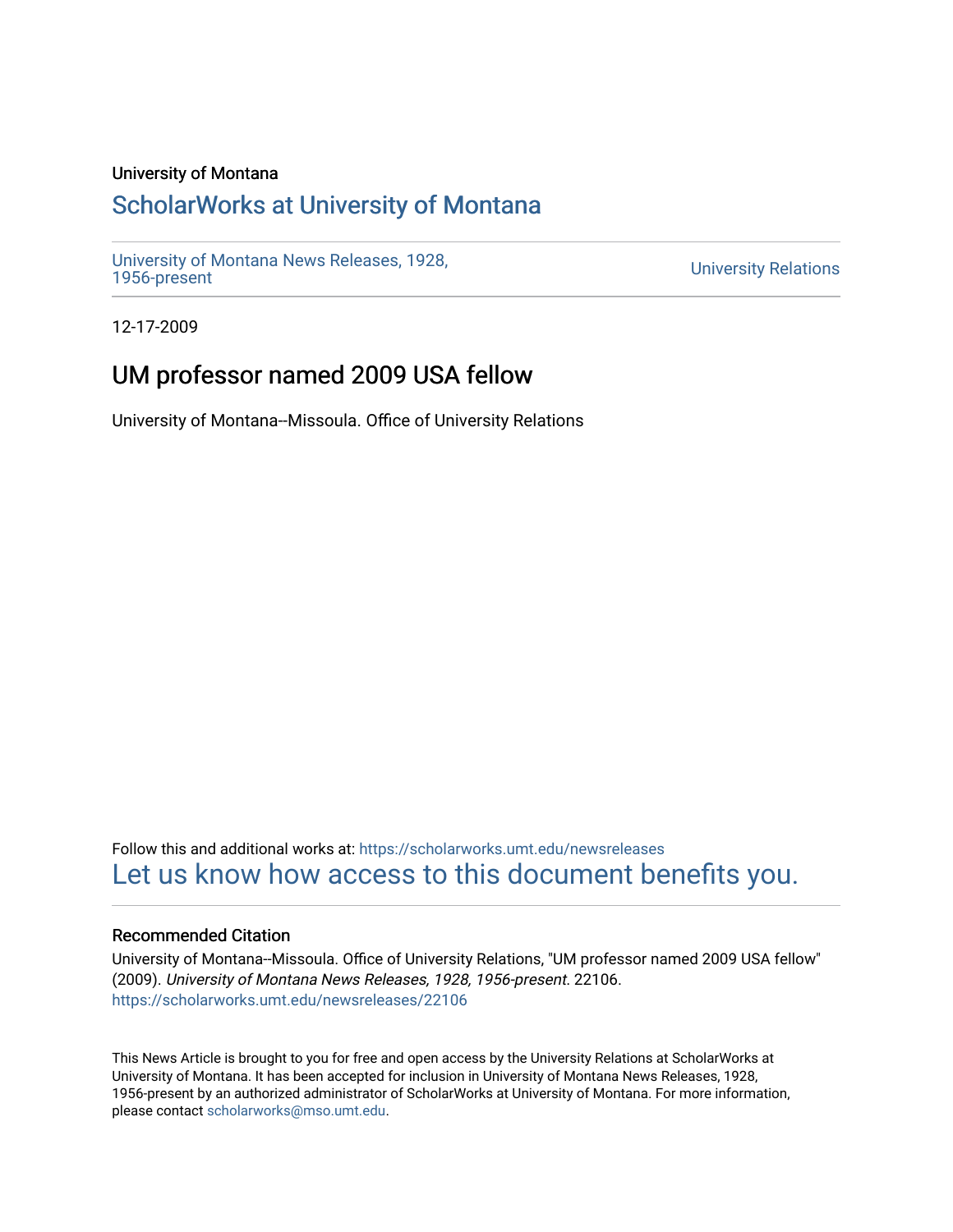University of Montana

# ScholarWorks at University of Montana

University of Montana News Releases, 1928, 1956-present

University Relations

12-17-2009

## UM professor named 2009 USA fellow

University of Montana--Missoula. Office of University Relations

Follow this and additional works at: https://scholarworks.umt.edu/newsreleases

Let us know how access to this document benefits you.

### Recommended Citation

University of Montana--Missoula. Office of University Relations, "UM professor named 2009 USA fellow" (2009). *University of Montana News Releases, 1928, 1956-present*. 22106.
https://scholarworks.umt.edu/newsreleases/22106

This News Article is brought to you for free and open access by the University Relations at ScholarWorks at University of Montana. It has been accepted for inclusion in University of Montana News Releases, 1928, 1956-present by an authorized administrator of ScholarWorks at University of Montana. For more information, please contact scholarworks@mso.umt.edu.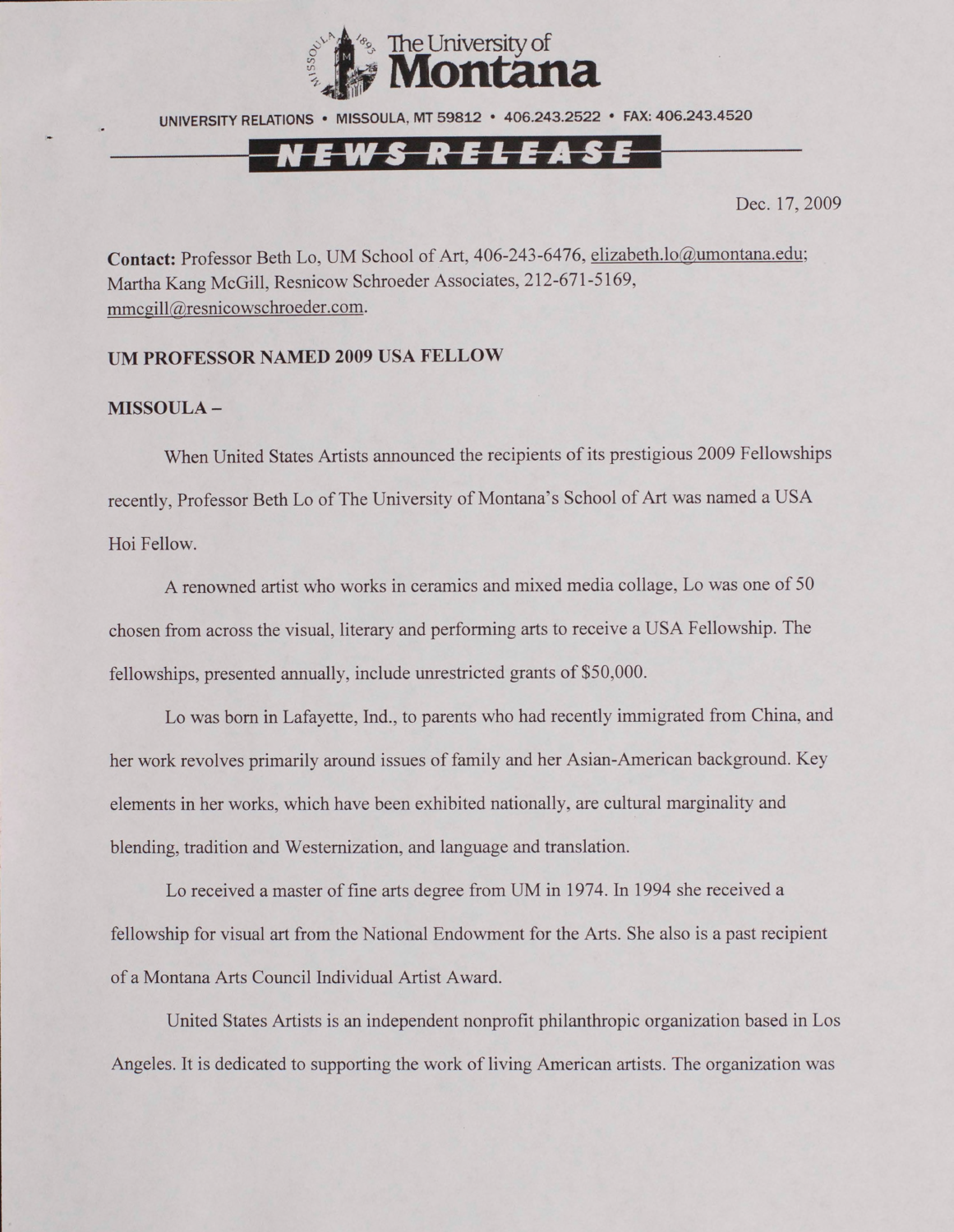The University of Montana

UNIVERSITY RELATIONS • MISSOULA, MT 59812 • 406.243.2522 • FAX: 406.243.4520

**NEWS RELEASE**

Dec. 17, 2009

**Contact:** Professor Beth Lo, UM School of Art, 406-243-6476, elizabeth.lo@umontana.edu; Martha Kang McGill, Resnicow Schroeder Associates, 212-671-5169, mmcgill@resnicowschroeder.com.

**UM PROFESSOR NAMED 2009 USA FELLOW**

**MISSOULA –**

When United States Artists announced the recipients of its prestigious 2009 Fellowships recently, Professor Beth Lo of The University of Montana's School of Art was named a USA Hoi Fellow.

A renowned artist who works in ceramics and mixed media collage, Lo was one of 50 chosen from across the visual, literary and performing arts to receive a USA Fellowship. The fellowships, presented annually, include unrestricted grants of $50,000.

Lo was born in Lafayette, Ind., to parents who had recently immigrated from China, and her work revolves primarily around issues of family and her Asian-American background. Key elements in her works, which have been exhibited nationally, are cultural marginality and blending, tradition and Westernization, and language and translation.

Lo received a master of fine arts degree from UM in 1974. In 1994 she received a fellowship for visual art from the National Endowment for the Arts. She also is a past recipient of a Montana Arts Council Individual Artist Award.

United States Artists is an independent nonprofit philanthropic organization based in Los Angeles. It is dedicated to supporting the work of living American artists. The organization was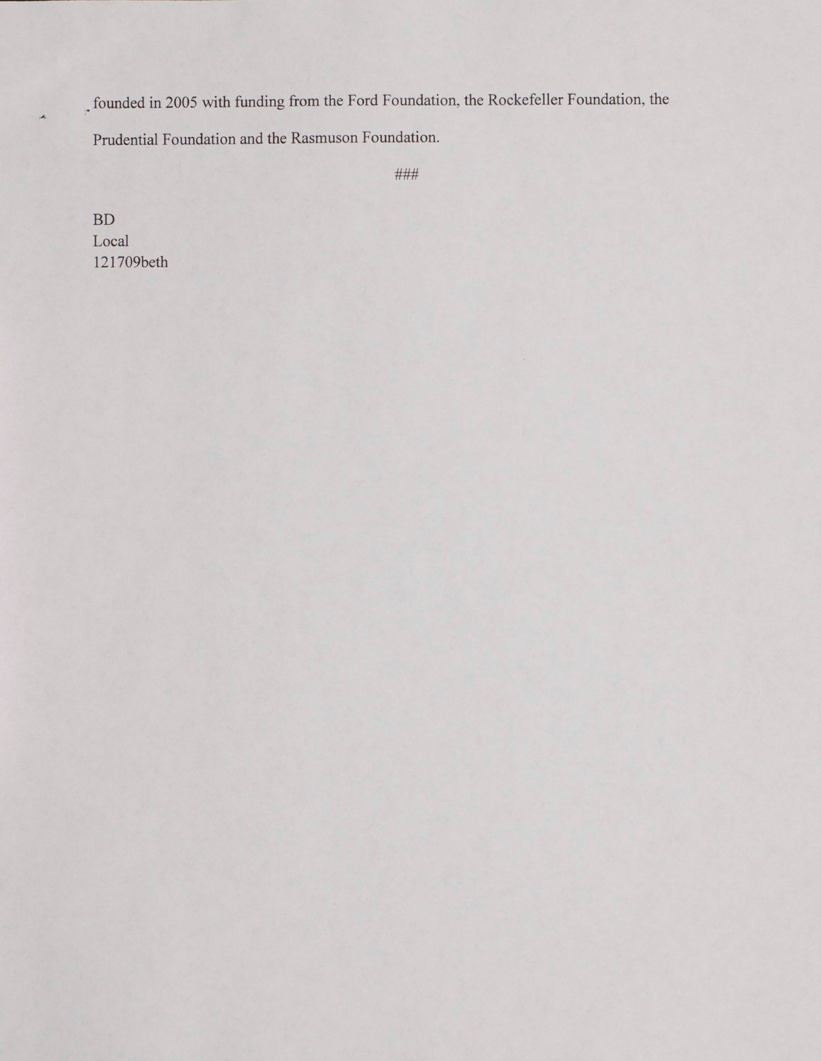founded in 2005 with funding from the Ford Foundation, the Rockefeller Foundation, the Prudential Foundation and the Rasmuson Foundation.

###

BD
Local
121709beth